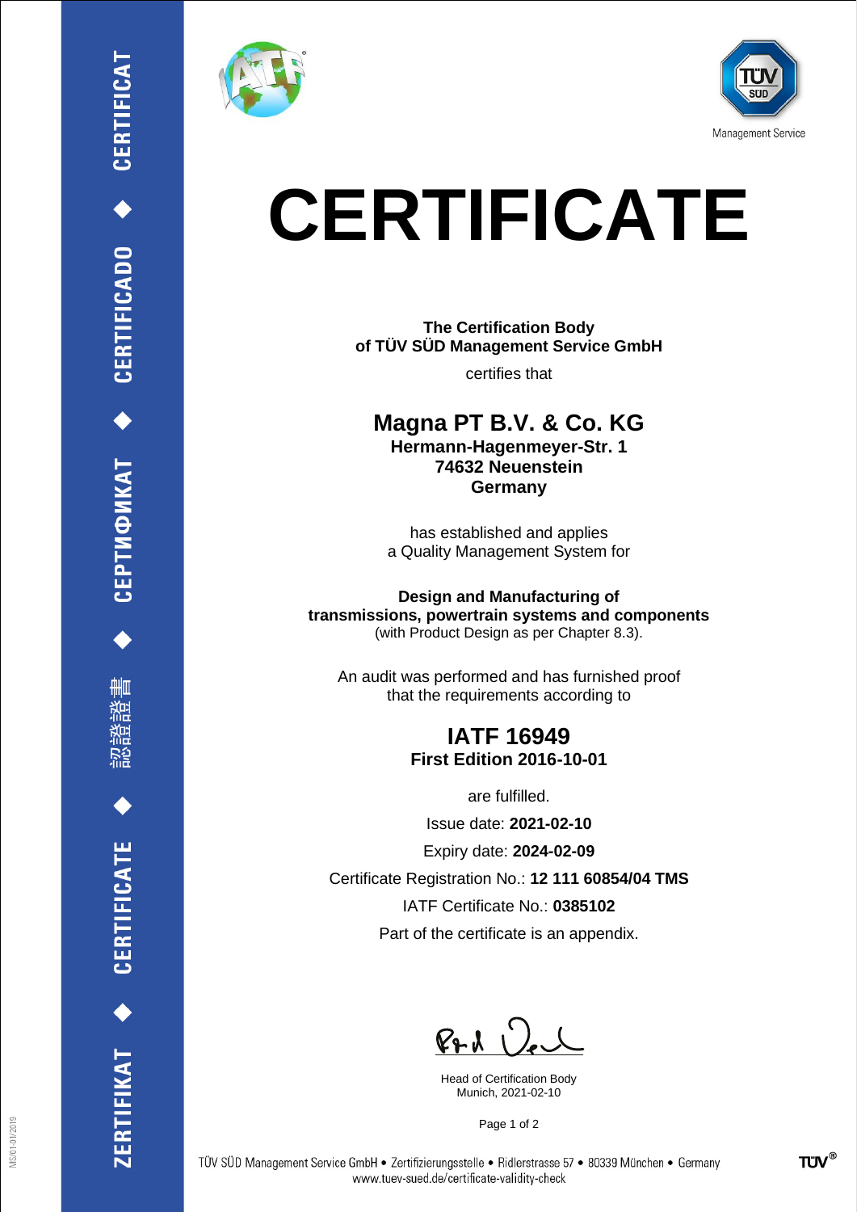# CERTIFICATE

**The Certification Body of TÜV SÜD Management Service GmbH**

certifies that

## Magna PT B.V. & Co. KG

**Hermann-Hagenmeyer-Str. 1**
**74632 Neuenstein**
**Germany**

has established and applies
a Quality Management System for

**Design and Manufacturing of transmissions, powertrain systems and components**
(with Product Design as per Chapter 8.3).

An audit was performed and has furnished proof
that the requirements according to

## IATF 16949

**First Edition 2016-10-01**

are fulfilled.

Issue date: **2021-02-10**

Expiry date: **2024-02-09**

Certificate Registration No.: **12 111 60854/04 TMS**

IATF Certificate No.: **0385102**

Part of the certificate is an appendix.

Head of Certification Body
Munich, 2021-02-10

TÜV SÜD Management Service GmbH • Zertifizierungsstelle • Ridlerstrasse 57 • 80339 München • Germany
www.tuev-sued.de/certificate-validity-check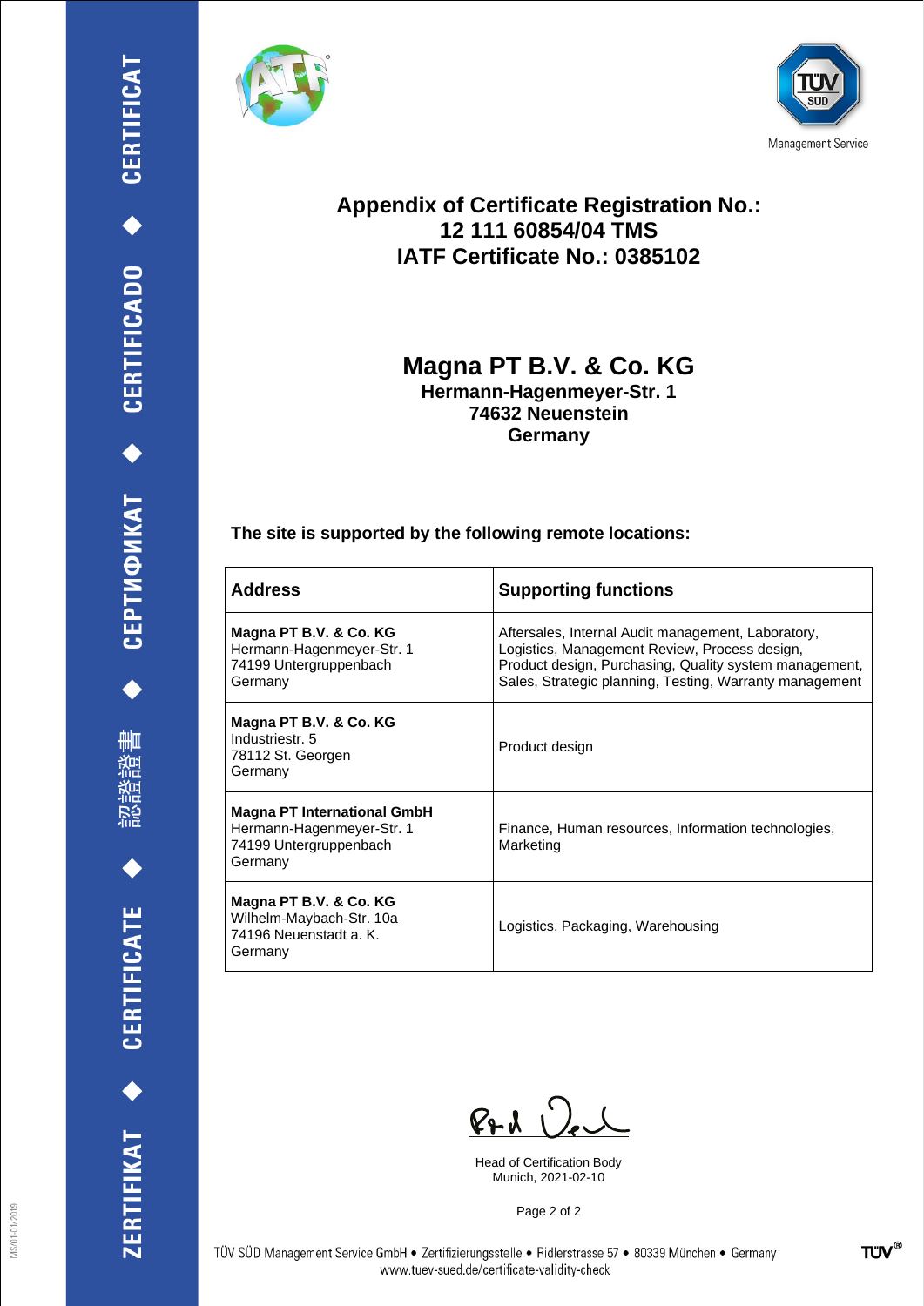# Appendix of Certificate Registration No.: 12 111 60854/04 TMS IATF Certificate No.: 0385102

## Magna PT B.V. & Co. KG

**Hermann-Hagenmeyer-Str. 1**
**74632 Neuenstein**
**Germany**

**The site is supported by the following remote locations:**

| Address | Supporting functions |
|---|---|
| **Magna PT B.V. & Co. KG** Hermann-Hagenmeyer-Str. 1 74199 Untergruppenbach Germany | Aftersales, Internal Audit management, Laboratory, Logistics, Management Review, Process design, Product design, Purchasing, Quality system management, Sales, Strategic planning, Testing, Warranty management |
| **Magna PT B.V. & Co. KG** Industriestr. 5 78112 St. Georgen Germany | Product design |
| **Magna PT International GmbH** Hermann-Hagenmeyer-Str. 1 74199 Untergruppenbach Germany | Finance, Human resources, Information technologies, Marketing |
| **Magna PT B.V. & Co. KG** Wilhelm-Maybach-Str. 10a 74196 Neuenstadt a. K. Germany | Logistics, Packaging, Warehousing |

Head of Certification Body
Munich, 2021-02-10

TÜV SÜD Management Service GmbH • Zertifizierungsstelle • Ridlerstrasse 57 • 80339 München • Germany
www.tuev-sued.de/certificate-validity-check